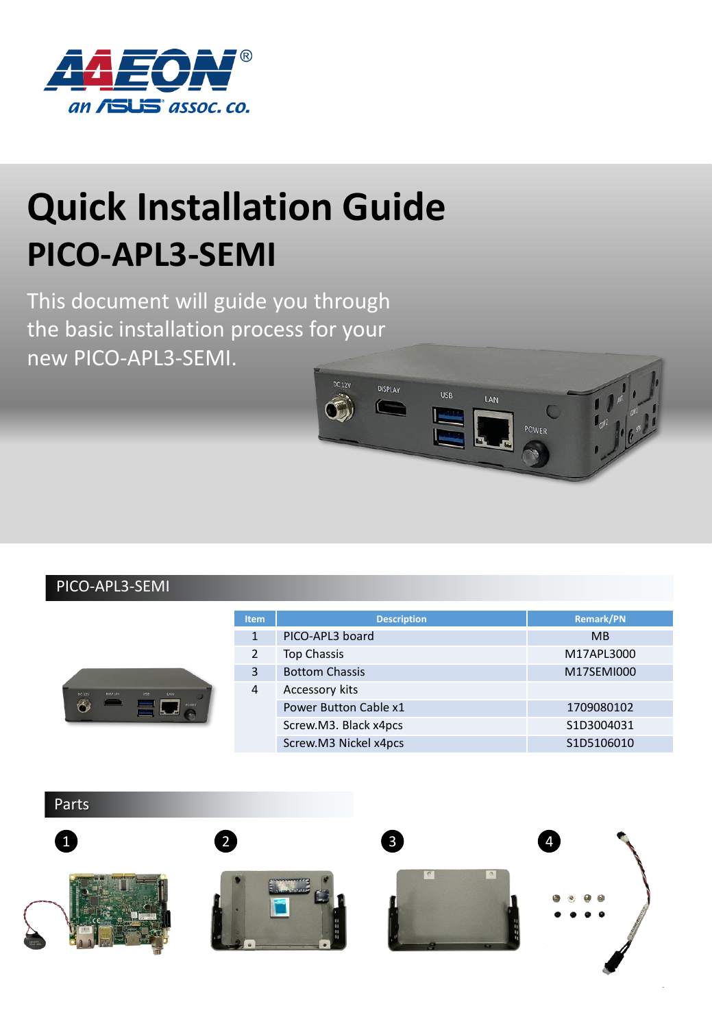# Quick Installation Guide

## PICO-APL3-SEMI

This document will guide you through the basic installation process for your new PICO-APL3-SEMI.

## PICO-APL3-SEMI

| Item | Description | Remark/PN |
|---|---|---|
| 1 | PICO-APL3 board | MB |
| 2 | Top Chassis | M17APL3000 |
| 3 | Bottom Chassis | M17SEMI000 |
| 4 | Accessory kits | |
| | Power Button Cable x1 | 1709080102 |
| | Screw.M3. Black x4pcs | S1D3004031 |
| | Screw.M3 Nickel x4pcs | S1D5106010 |

## Parts

1

2

3

4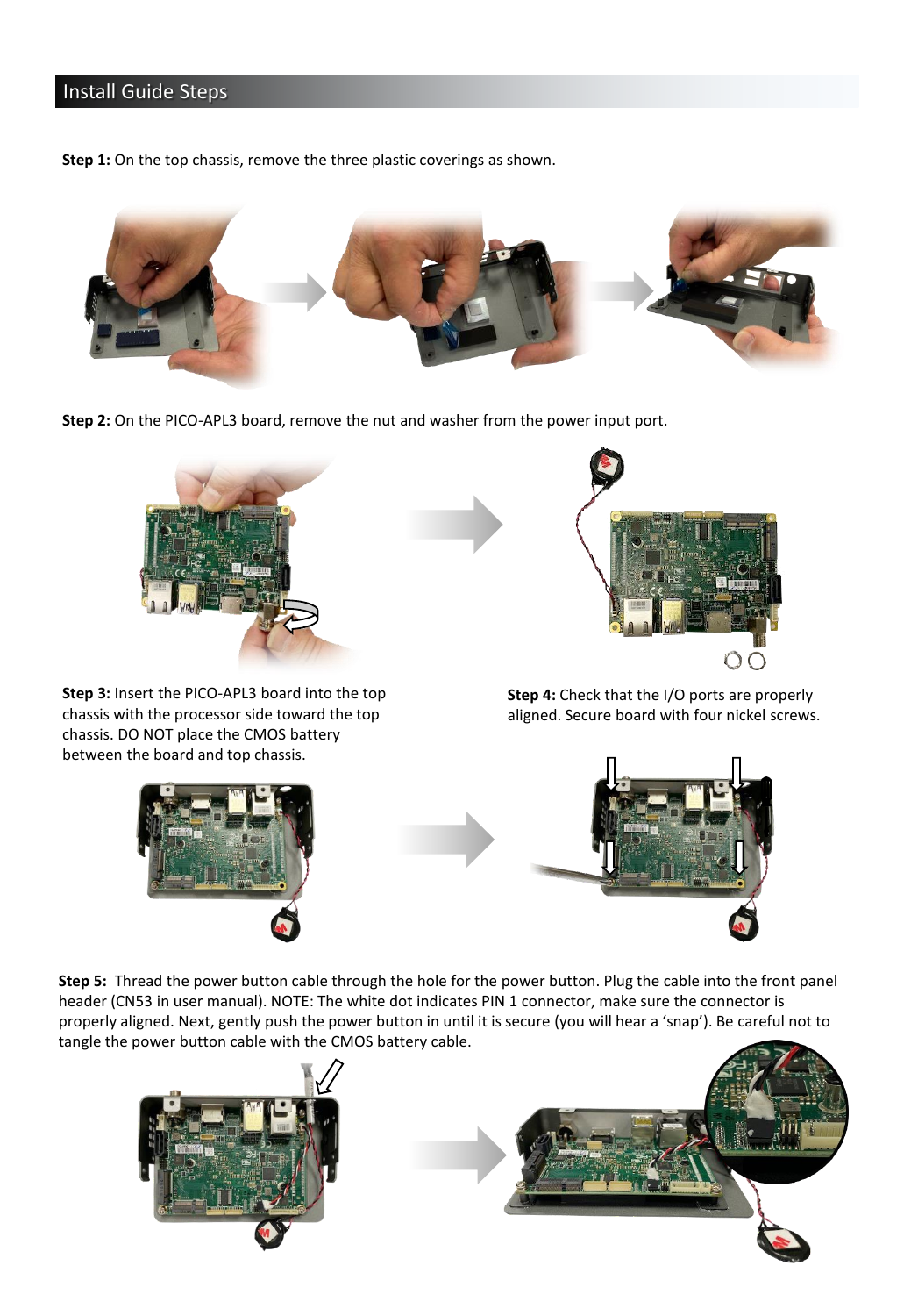## Install Guide Steps

**Step 1:** On the top chassis, remove the three plastic coverings as shown.

**Step 2:** On the PICO-APL3 board, remove the nut and washer from the power input port.

**Step 3:** Insert the PICO-APL3 board into the top chassis with the processor side toward the top chassis. DO NOT place the CMOS battery between the board and top chassis.

**Step 4:** Check that the I/O ports are properly aligned. Secure board with four nickel screws.

**Step 5:** Thread the power button cable through the hole for the power button. Plug the cable into the front panel header (CN53 in user manual). NOTE: The white dot indicates PIN 1 connector, make sure the connector is properly aligned. Next, gently push the power button in until it is secure (you will hear a 'snap'). Be careful not to tangle the power button cable with the CMOS battery cable.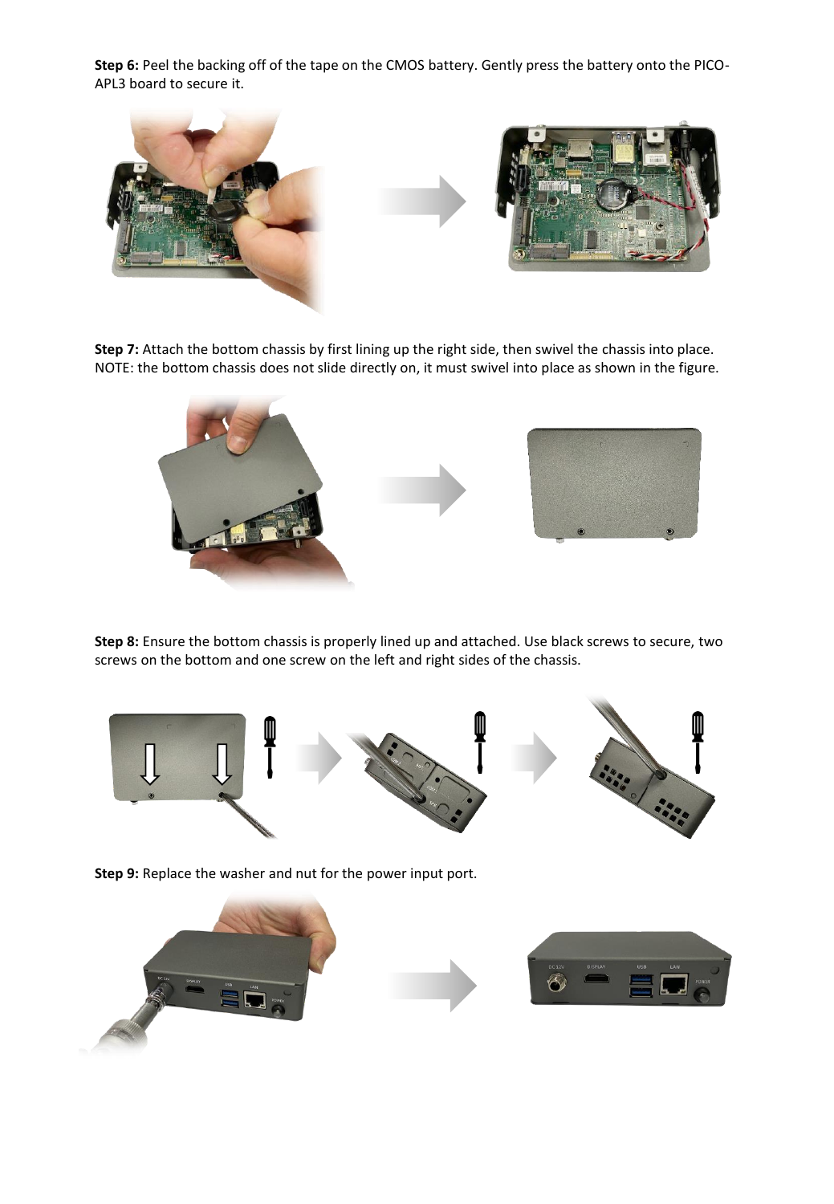**Step 6:** Peel the backing off of the tape on the CMOS battery. Gently press the battery onto the PICO-APL3 board to secure it.

**Step 7:** Attach the bottom chassis by first lining up the right side, then swivel the chassis into place. NOTE: the bottom chassis does not slide directly on, it must swivel into place as shown in the figure.

**Step 8:** Ensure the bottom chassis is properly lined up and attached. Use black screws to secure, two screws on the bottom and one screw on the left and right sides of the chassis.

**Step 9:** Replace the washer and nut for the power input port.